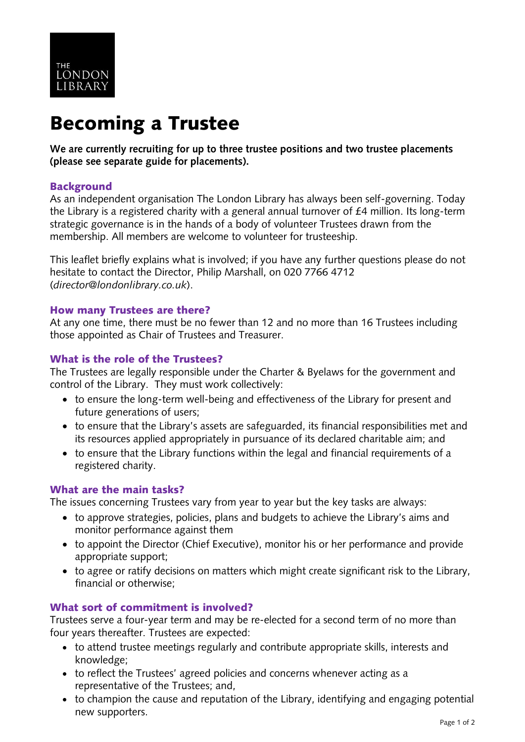THE LONDON LIBRARY

# Becoming a Trustee

**We are currently recruiting for up to three trustee positions and two trustee placements (please see separate guide for placements).**

## Background

As an independent organisation The London Library has always been self-governing. Today the Library is a registered charity with a general annual turnover of £4 million. Its long-term strategic governance is in the hands of a body of volunteer Trustees drawn from the membership. All members are welcome to volunteer for trusteeship.

This leaflet briefly explains what is involved; if you have any further questions please do not hesitate to contact the Director, Philip Marshall, on 020 7766 4712 (*director@londonlibrary.co.uk*).

## How many Trustees are there?

At any one time, there must be no fewer than 12 and no more than 16 Trustees including those appointed as Chair of Trustees and Treasurer.

## What is the role of the Trustees?

The Trustees are legally responsible under the Charter & Byelaws for the government and control of the Library. They must work collectively:

- to ensure the long-term well-being and effectiveness of the Library for present and future generations of users;
- to ensure that the Library's assets are safeguarded, its financial responsibilities met and its resources applied appropriately in pursuance of its declared charitable aim; and
- to ensure that the Library functions within the legal and financial requirements of a registered charity.

## What are the main tasks?

The issues concerning Trustees vary from year to year but the key tasks are always:

- to approve strategies, policies, plans and budgets to achieve the Library's aims and monitor performance against them
- to appoint the Director (Chief Executive), monitor his or her performance and provide appropriate support;
- to agree or ratify decisions on matters which might create significant risk to the Library, financial or otherwise;

## What sort of commitment is involved?

Trustees serve a four-year term and may be re-elected for a second term of no more than four years thereafter. Trustees are expected:

- to attend trustee meetings regularly and contribute appropriate skills, interests and knowledge;
- to reflect the Trustees' agreed policies and concerns whenever acting as a representative of the Trustees; and,
- to champion the cause and reputation of the Library, identifying and engaging potential new supporters.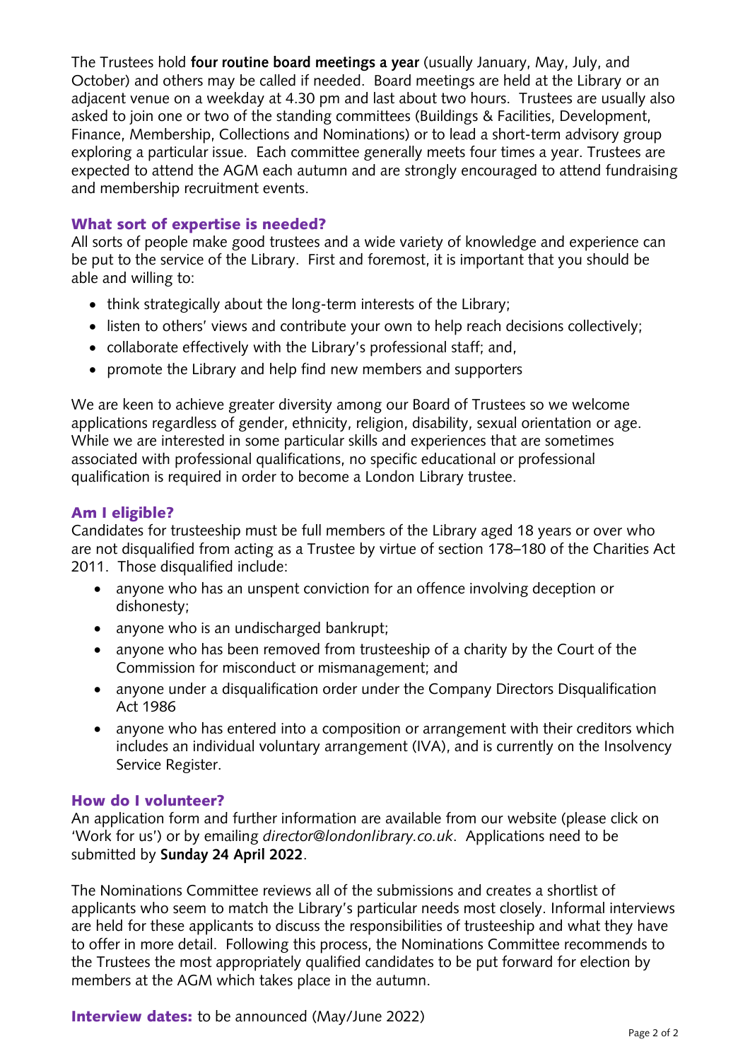The Trustees hold **four routine board meetings a year** (usually January, May, July, and October) and others may be called if needed. Board meetings are held at the Library or an adjacent venue on a weekday at 4.30 pm and last about two hours. Trustees are usually also asked to join one or two of the standing committees (Buildings & Facilities, Development, Finance, Membership, Collections and Nominations) or to lead a short-term advisory group exploring a particular issue. Each committee generally meets four times a year. Trustees are expected to attend the AGM each autumn and are strongly encouraged to attend fundraising and membership recruitment events.

### What sort of expertise is needed?

All sorts of people make good trustees and a wide variety of knowledge and experience can be put to the service of the Library. First and foremost, it is important that you should be able and willing to:

- think strategically about the long-term interests of the Library;
- listen to others' views and contribute your own to help reach decisions collectively;
- collaborate effectively with the Library's professional staff; and,
- promote the Library and help find new members and supporters

We are keen to achieve greater diversity among our Board of Trustees so we welcome applications regardless of gender, ethnicity, religion, disability, sexual orientation or age. While we are interested in some particular skills and experiences that are sometimes associated with professional qualifications, no specific educational or professional qualification is required in order to become a London Library trustee.

### Am I eligible?

Candidates for trusteeship must be full members of the Library aged 18 years or over who are not disqualified from acting as a Trustee by virtue of section 178–180 of the Charities Act 2011. Those disqualified include:

- anyone who has an unspent conviction for an offence involving deception or dishonesty;
- anyone who is an undischarged bankrupt;
- anyone who has been removed from trusteeship of a charity by the Court of the Commission for misconduct or mismanagement; and
- anyone under a disqualification order under the Company Directors Disqualification Act 1986
- anyone who has entered into a composition or arrangement with their creditors which includes an individual voluntary arrangement (IVA), and is currently on the Insolvency Service Register.

### How do I volunteer?

An application form and further information are available from our website (please click on 'Work for us') or by emailing *director@londonlibrary.co.uk*. Applications need to be submitted by **Sunday 24 April 2022**.

The Nominations Committee reviews all of the submissions and creates a shortlist of applicants who seem to match the Library's particular needs most closely. Informal interviews are held for these applicants to discuss the responsibilities of trusteeship and what they have to offer in more detail. Following this process, the Nominations Committee recommends to the Trustees the most appropriately qualified candidates to be put forward for election by members at the AGM which takes place in the autumn.

**Interview dates:** to be announced (May/June 2022)